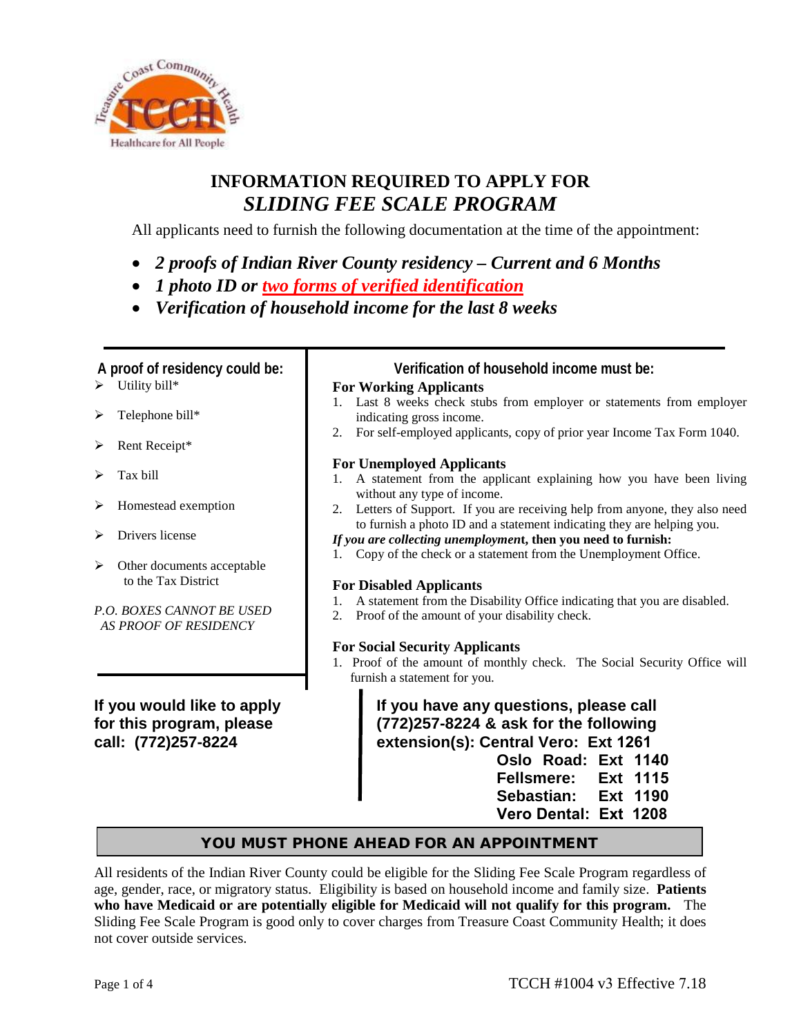# INFORMATION REQUIRED TO APPLY FOR *SLIDING FEE SCALE PROGRAM*

All applicants need to furnish the following documentation at the time of the appointment:

- ***2 proofs of Indian River County residency – Current and 6 Months***
- ***1 photo ID or two forms of verified identification***
- ***Verification of household income for the last 8 weeks***

### A proof of residency could be:

- Utility bill*
- Telephone bill*
- Rent Receipt*
- Tax bill
- Homestead exemption
- Drivers license
- Other documents acceptable to the Tax District

*P.O. BOXES CANNOT BE USED AS PROOF OF RESIDENCY*

### Verification of household income must be:

**For Working Applicants**

1. Last 8 weeks check stubs from employer or statements from employer indicating gross income.
2. For self-employed applicants, copy of prior year Income Tax Form 1040.

**For Unemployed Applicants**

1. A statement from the applicant explaining how you have been living without any type of income.
2. Letters of Support. If you are receiving help from anyone, they also need to furnish a photo ID and a statement indicating they are helping you.

***If you are collecting unemployment*, then you need to furnish:**

1. Copy of the check or a statement from the Unemployment Office.

**For Disabled Applicants**

1. A statement from the Disability Office indicating that you are disabled.
2. Proof of the amount of your disability check.

**For Social Security Applicants**

1. Proof of the amount of monthly check. The Social Security Office will furnish a statement for you.

**If you would like to apply for this program, please call: (772)257-8224**

**If you have any questions, please call (772)257-8224 & ask for the following extension(s): Central Vero: Ext 1261**

**Oslo Road: Ext 1140**
**Fellsmere: Ext 1115**
**Sebastian: Ext 1190**
**Vero Dental: Ext 1208**

**YOU MUST PHONE AHEAD FOR AN APPOINTMENT**

All residents of the Indian River County could be eligible for the Sliding Fee Scale Program regardless of age, gender, race, or migratory status. Eligibility is based on household income and family size. **Patients who have Medicaid or are potentially eligible for Medicaid will not qualify for this program.** The Sliding Fee Scale Program is good only to cover charges from Treasure Coast Community Health; it does not cover outside services.

TCCH #1004 v3 Effective 7.18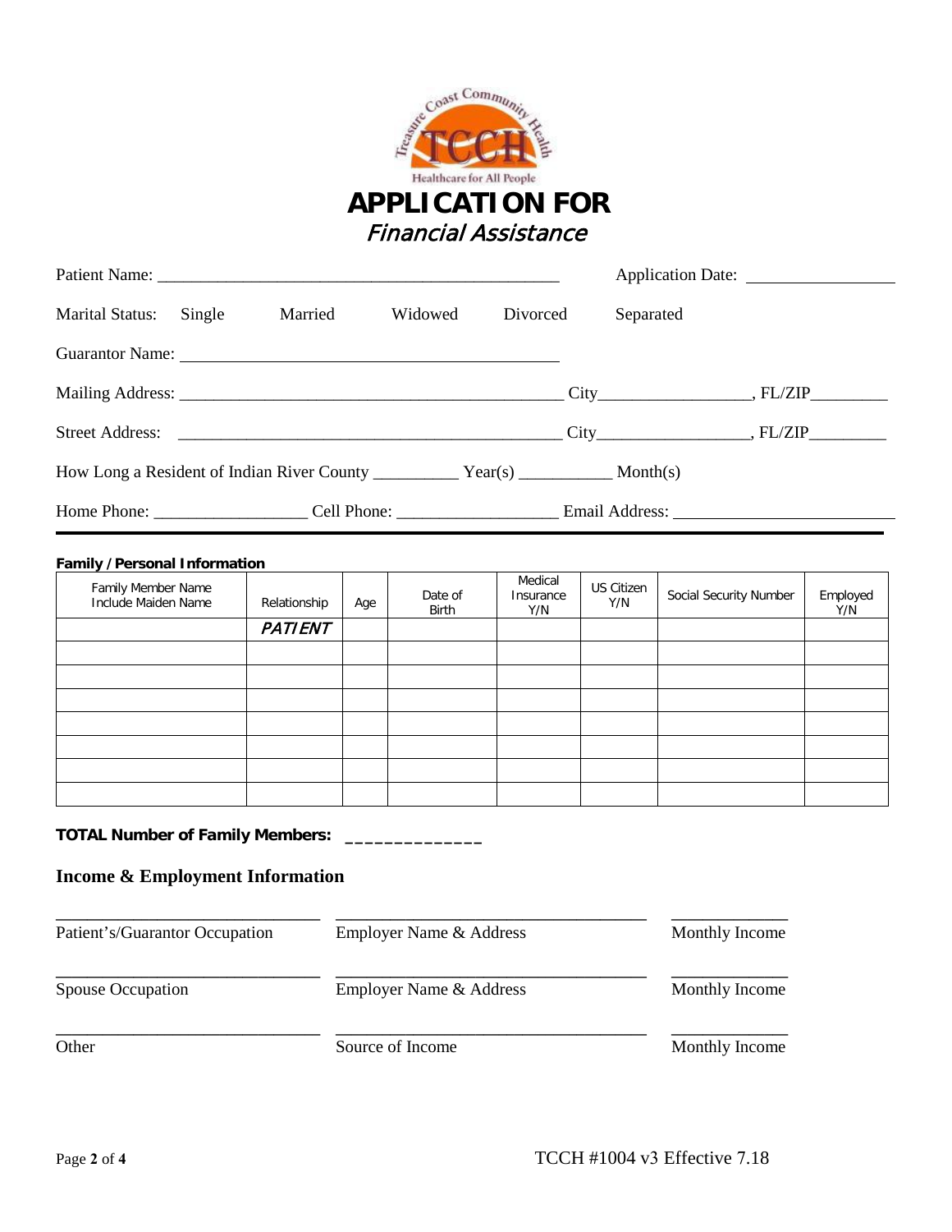Treasure Coast Community Health
TCCH
Healthcare for All People

# APPLICATION FOR
## *Financial Assistance*

Patient Name: _______________________________________________ Application Date: _______________

Marital Status: Single Married Widowed Divorced Separated

Guarantor Name: _______________________________________________

Mailing Address: _____________________________________________ City_________________, FL/ZIP_________

Street Address: _____________________________________________ City_________________, FL/ZIP_________

How Long a Resident of Indian River County __________ Year(s) ___________ Month(s)

Home Phone: _________________ Cell Phone: __________________ Email Address: _________________________

---

**Family / Personal Information**

| Family Member Name Include Maiden Name | Relationship | Age | Date of Birth | Medical Insurance Y/N | US Citizen Y/N | Social Security Number | Employed Y/N |
|---|---|---|---|---|---|---|---|
| | *PATIENT* | | | | | | |
| | | | | | | | |
| | | | | | | | |
| | | | | | | | |
| | | | | | | | |
| | | | | | | | |
| | | | | | | | |
| | | | | | | | |

**TOTAL Number of Family Members: ______________**

### Income & Employment Information

| | | |
|---|---|---|
| _______________________________ | ____________________________________ | ______________ |
| Patient's/Guarantor Occupation | Employer Name & Address | Monthly Income |
| _______________________________ | ____________________________________ | ______________ |
| Spouse Occupation | Employer Name & Address | Monthly Income |
| _______________________________ | ____________________________________ | ______________ |
| Other | Source of Income | Monthly Income |

TCCH #1004 v3 Effective 7.18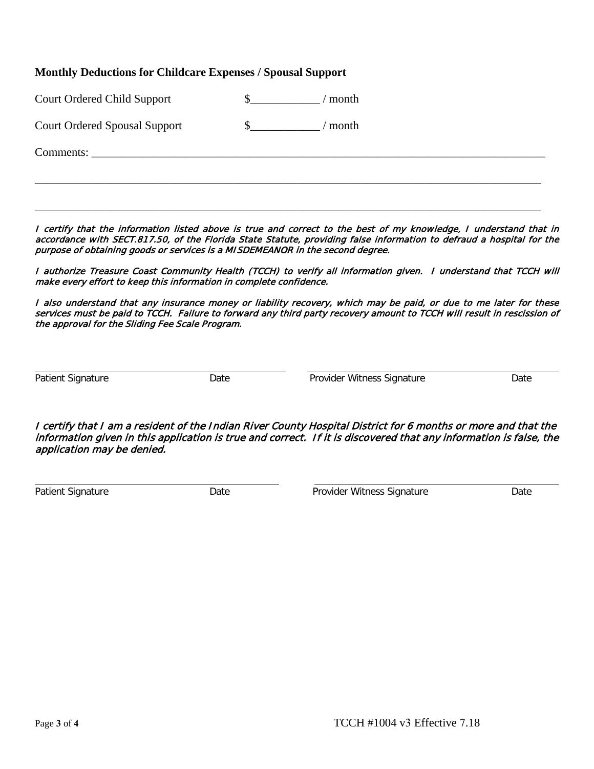**Monthly Deductions for Childcare Expenses / Spousal Support**

Court Ordered Child Support $___________ / month

Court Ordered Spousal Support $___________ / month

Comments: ______________________________________________________________________________

______________________________________________________________________________________

______________________________________________________________________________________

*I certify that the information listed above is true and correct to the best of my knowledge, I understand that in accordance with SECT.817.50, of the Florida State Statute, providing false information to defraud a hospital for the purpose of obtaining goods or services is a MISDEMEANOR in the second degree.*

*I authorize Treasure Coast Community Health (TCCH) to verify all information given. I understand that TCCH will make every effort to keep this information in complete confidence.*

*I also understand that any insurance money or liability recovery, which may be paid, or due to me later for these services must be paid to TCCH. Failure to forward any third party recovery amount to TCCH will result in rescission of the approval for the Sliding Fee Scale Program.*

______________________________________ ______________________________________

Patient Signature Date Provider Witness Signature Date

*I certify that I am a resident of the Indian River County Hospital District for 6 months or more and that the information given in this application is true and correct. If it is discovered that any information is false, the application may be denied.*

______________________________________ ______________________________________

Patient Signature Date Provider Witness Signature Date

TCCH #1004 v3 Effective 7.18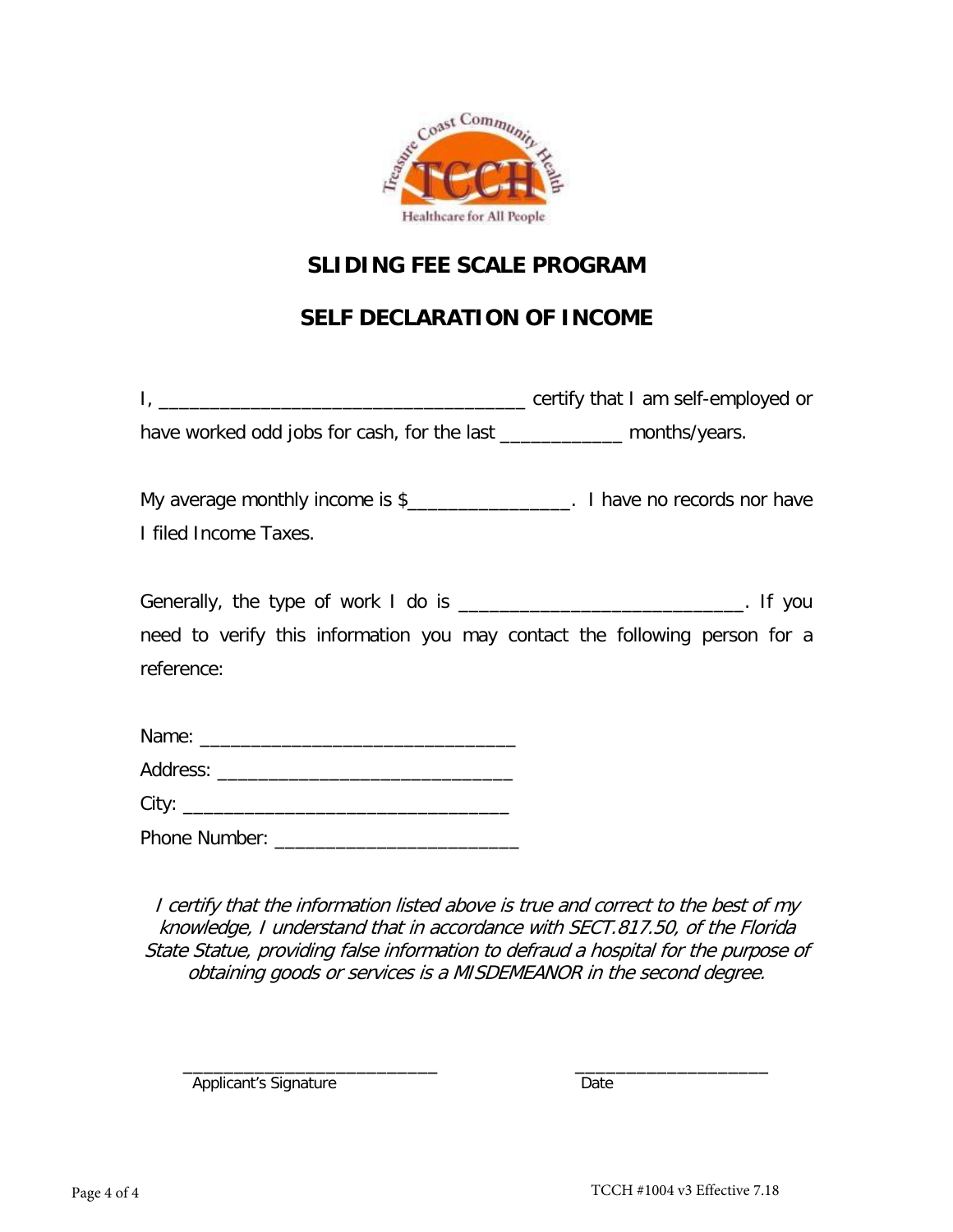Treasure Coast Community Health
TCCH
Healthcare for All People

## SLIDING FEE SCALE PROGRAM

## SELF DECLARATION OF INCOME

I, ___________________________________ certify that I am self-employed or have worked odd jobs for cash, for the last ____________ months/years.

My average monthly income is $________________. I have no records nor have I filed Income Taxes.

Generally, the type of work I do is ___________________________. If you need to verify this information you may contact the following person for a reference:

Name: _______________________________

Address: _____________________________

City: ________________________________

Phone Number: ________________________

*I certify that the information listed above is true and correct to the best of my knowledge, I understand that in accordance with SECT.817.50, of the Florida State Statue, providing false information to defraud a hospital for the purpose of obtaining goods or services is a MISDEMEANOR in the second degree.*

_________________________ Applicant's Signature

____________________ Date

TCCH #1004 v3 Effective 7.18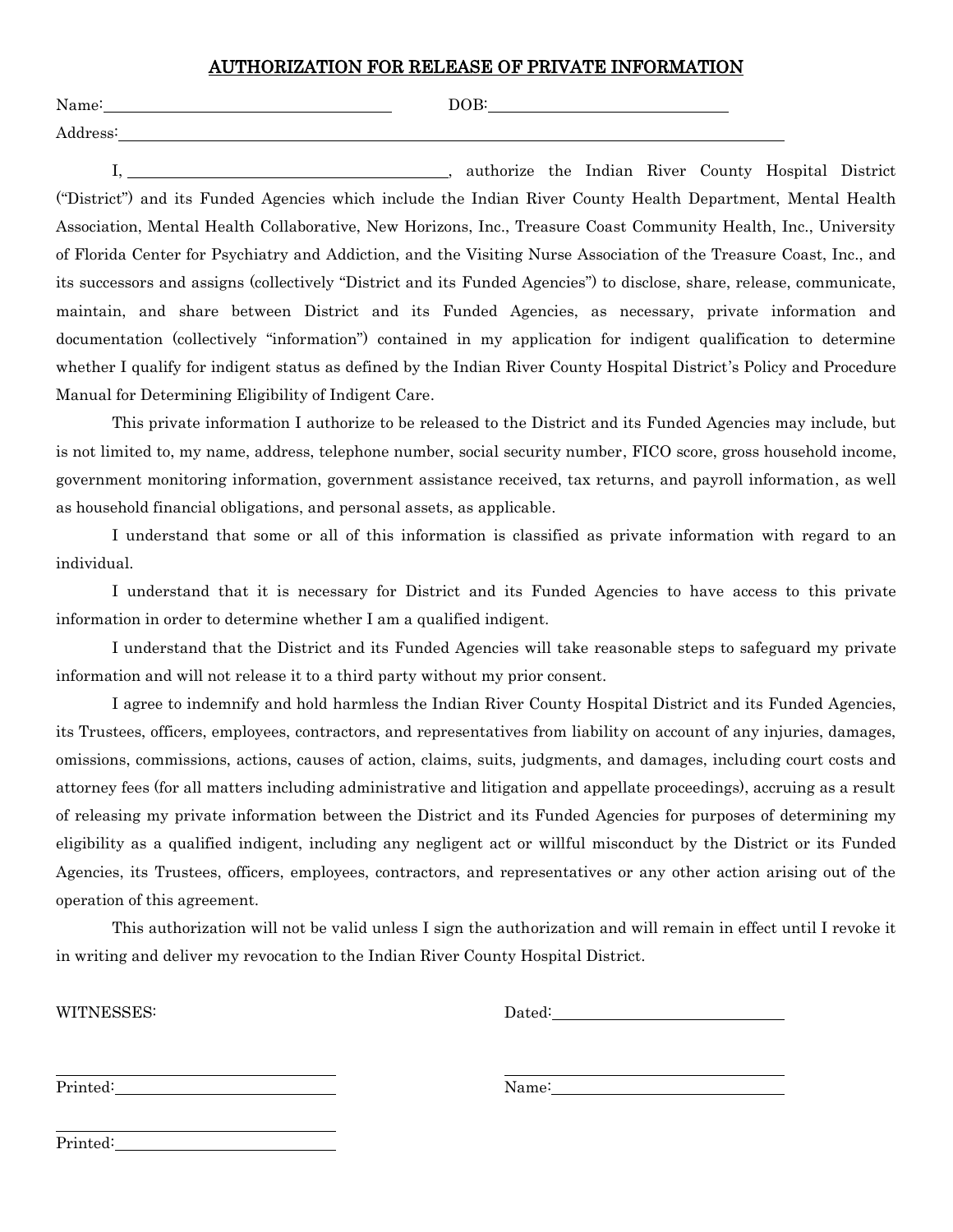# AUTHORIZATION FOR RELEASE OF PRIVATE INFORMATION

Name:\_\_\_\_\_\_\_\_\_\_\_\_\_\_\_\_\_\_\_\_\_\_\_\_\_\_\_\_\_\_\_\_\_\_ DOB:\_\_\_\_\_\_\_\_\_\_\_\_\_\_\_\_\_\_\_\_\_\_\_\_\_\_\_\_

Address:\_\_\_\_\_\_\_\_\_\_\_\_\_\_\_\_\_\_\_\_\_\_\_\_\_\_\_\_\_\_\_\_\_\_\_\_\_\_\_\_\_\_\_\_\_\_\_\_\_\_\_\_\_\_\_\_\_\_\_\_\_\_\_\_\_\_\_\_\_\_\_\_\_\_\_\_

I, \_\_\_\_\_\_\_\_\_\_\_\_\_\_\_\_\_\_\_\_\_\_\_\_\_\_\_\_\_\_\_\_\_\_\_\_\_\_\_\_, authorize the Indian River County Hospital District ("District") and its Funded Agencies which include the Indian River County Health Department, Mental Health Association, Mental Health Collaborative, New Horizons, Inc., Treasure Coast Community Health, Inc., University of Florida Center for Psychiatry and Addiction, and the Visiting Nurse Association of the Treasure Coast, Inc., and its successors and assigns (collectively "District and its Funded Agencies") to disclose, share, release, communicate, maintain, and share between District and its Funded Agencies, as necessary, private information and documentation (collectively "information") contained in my application for indigent qualification to determine whether I qualify for indigent status as defined by the Indian River County Hospital District's Policy and Procedure Manual for Determining Eligibility of Indigent Care.

This private information I authorize to be released to the District and its Funded Agencies may include, but is not limited to, my name, address, telephone number, social security number, FICO score, gross household income, government monitoring information, government assistance received, tax returns, and payroll information, as well as household financial obligations, and personal assets, as applicable.

I understand that some or all of this information is classified as private information with regard to an individual.

I understand that it is necessary for District and its Funded Agencies to have access to this private information in order to determine whether I am a qualified indigent.

I understand that the District and its Funded Agencies will take reasonable steps to safeguard my private information and will not release it to a third party without my prior consent.

I agree to indemnify and hold harmless the Indian River County Hospital District and its Funded Agencies, its Trustees, officers, employees, contractors, and representatives from liability on account of any injuries, damages, omissions, commissions, actions, causes of action, claims, suits, judgments, and damages, including court costs and attorney fees (for all matters including administrative and litigation and appellate proceedings), accruing as a result of releasing my private information between the District and its Funded Agencies for purposes of determining my eligibility as a qualified indigent, including any negligent act or willful misconduct by the District or its Funded Agencies, its Trustees, officers, employees, contractors, and representatives or any other action arising out of the operation of this agreement.

This authorization will not be valid unless I sign the authorization and will remain in effect until I revoke it in writing and deliver my revocation to the Indian River County Hospital District.

WITNESSES: Dated:\_\_\_\_\_\_\_\_\_\_\_\_\_\_\_\_\_\_\_\_\_\_\_\_\_\_

\_\_\_\_\_\_\_\_\_\_\_\_\_\_\_\_\_\_\_\_\_\_\_\_\_\_\_\_\_\_ \_\_\_\_\_\_\_\_\_\_\_\_\_\_\_\_\_\_\_\_\_\_\_\_\_\_\_\_\_\_

Printed:\_\_\_\_\_\_\_\_\_\_\_\_\_\_\_\_\_\_\_\_\_\_\_\_ Name:\_\_\_\_\_\_\_\_\_\_\_\_\_\_\_\_\_\_\_\_\_\_\_\_\_\_

\_\_\_\_\_\_\_\_\_\_\_\_\_\_\_\_\_\_\_\_\_\_\_\_\_\_\_\_\_\_

Printed:\_\_\_\_\_\_\_\_\_\_\_\_\_\_\_\_\_\_\_\_\_\_\_\_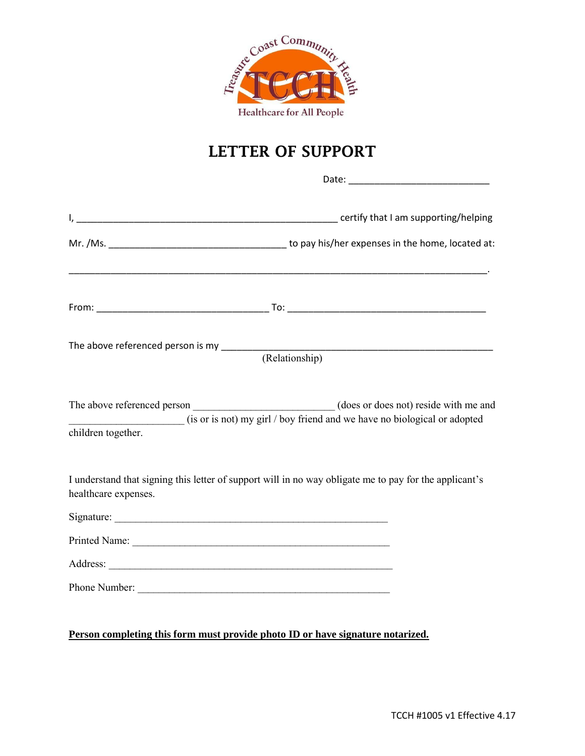Treasure Coast Community Health

TCCH

Healthcare for All People

# LETTER OF SUPPORT

Date: ___________________________

I, ____________________________________________________ certify that I am supporting/helping

Mr. /Ms. __________________________________ to pay his/her expenses in the home, located at:

_________________________________________________________________________________.

From: _________________________________ To: ______________________________________

The above referenced person is my _____________________________________________________
(Relationship)

The above referenced person __________________________ (does or does not) reside with me and _____________________ (is or is not) my girl / boy friend and we have no biological or adopted children together.

I understand that signing this letter of support will in no way obligate me to pay for the applicant's healthcare expenses.

Signature: ____________________________________________________

Printed Name: _________________________________________________

Address: ______________________________________________________

Phone Number: _______________________________________________

**Person completing this form must provide photo ID or have signature notarized.**

TCCH #1005 v1 Effective 4.17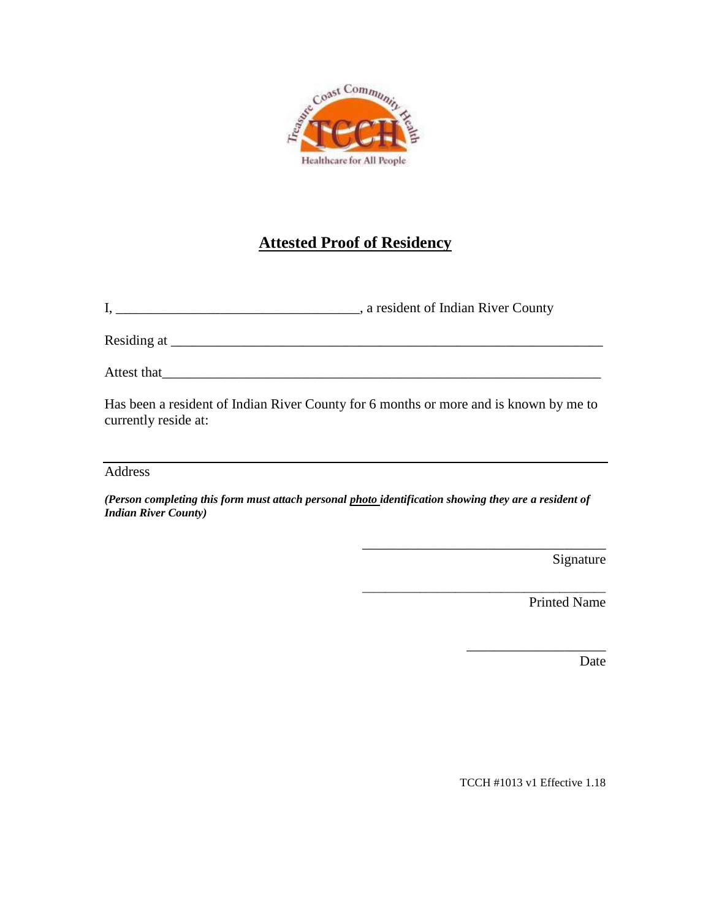Treasure Coast Community Health

TCCH

Healthcare for All People

# Attested Proof of Residency

I, ___________________________________, a resident of Indian River County

Residing at ______________________________________________________________

Attest that_______________________________________________________________

Has been a resident of Indian River County for 6 months or more and is known by me to currently reside at:

___________________________________________________________________________

Address

***(Person completing this form must attach personal photo identification showing they are a resident of Indian River County)***

___________________________________
Signature

___________________________________
Printed Name

____________________
Date

TCCH #1013 v1 Effective 1.18